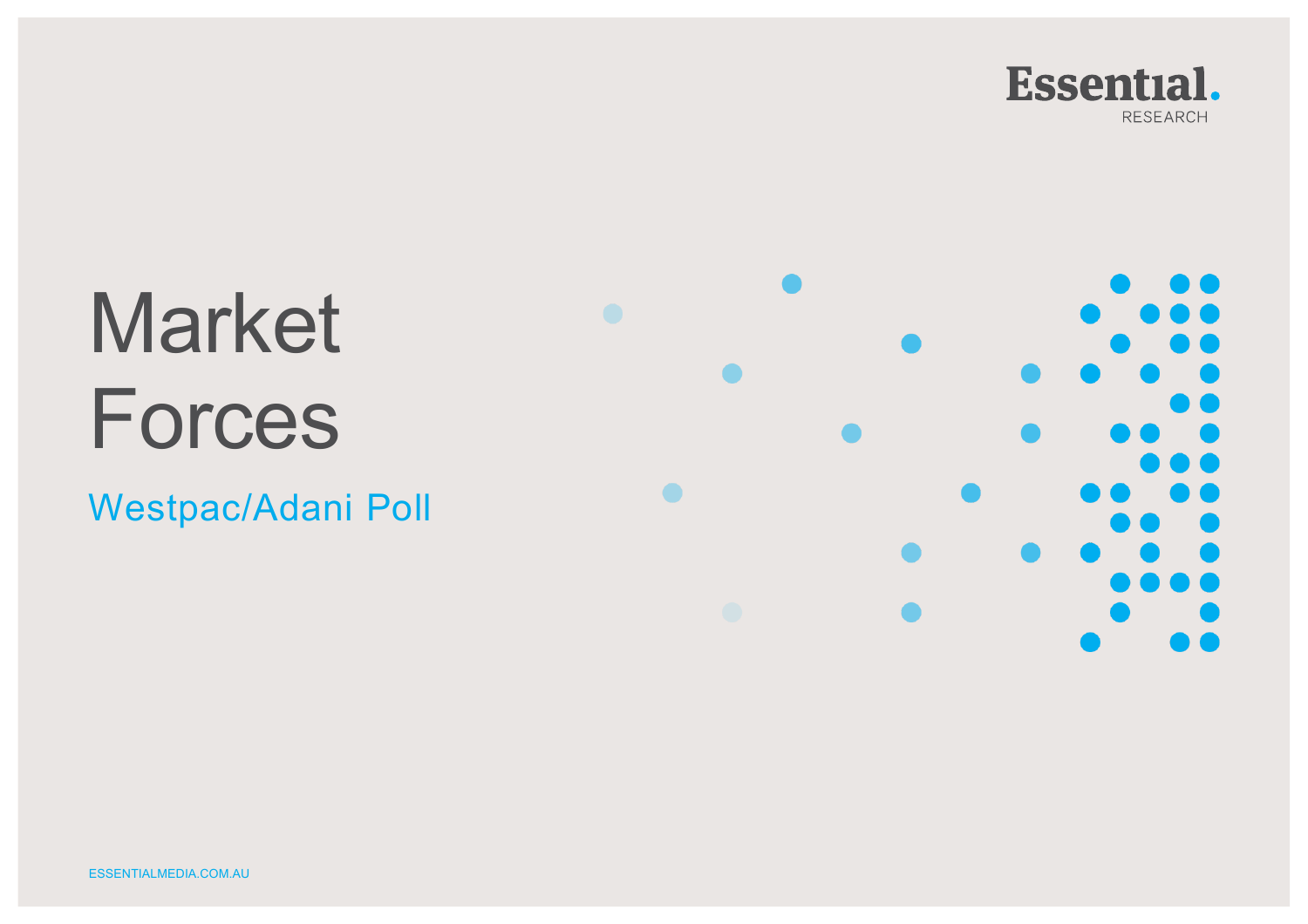Essential. RESEARCH

# Market Forces

## Westpac/Adani Poll

ESSENTIALMEDIA.COM.AU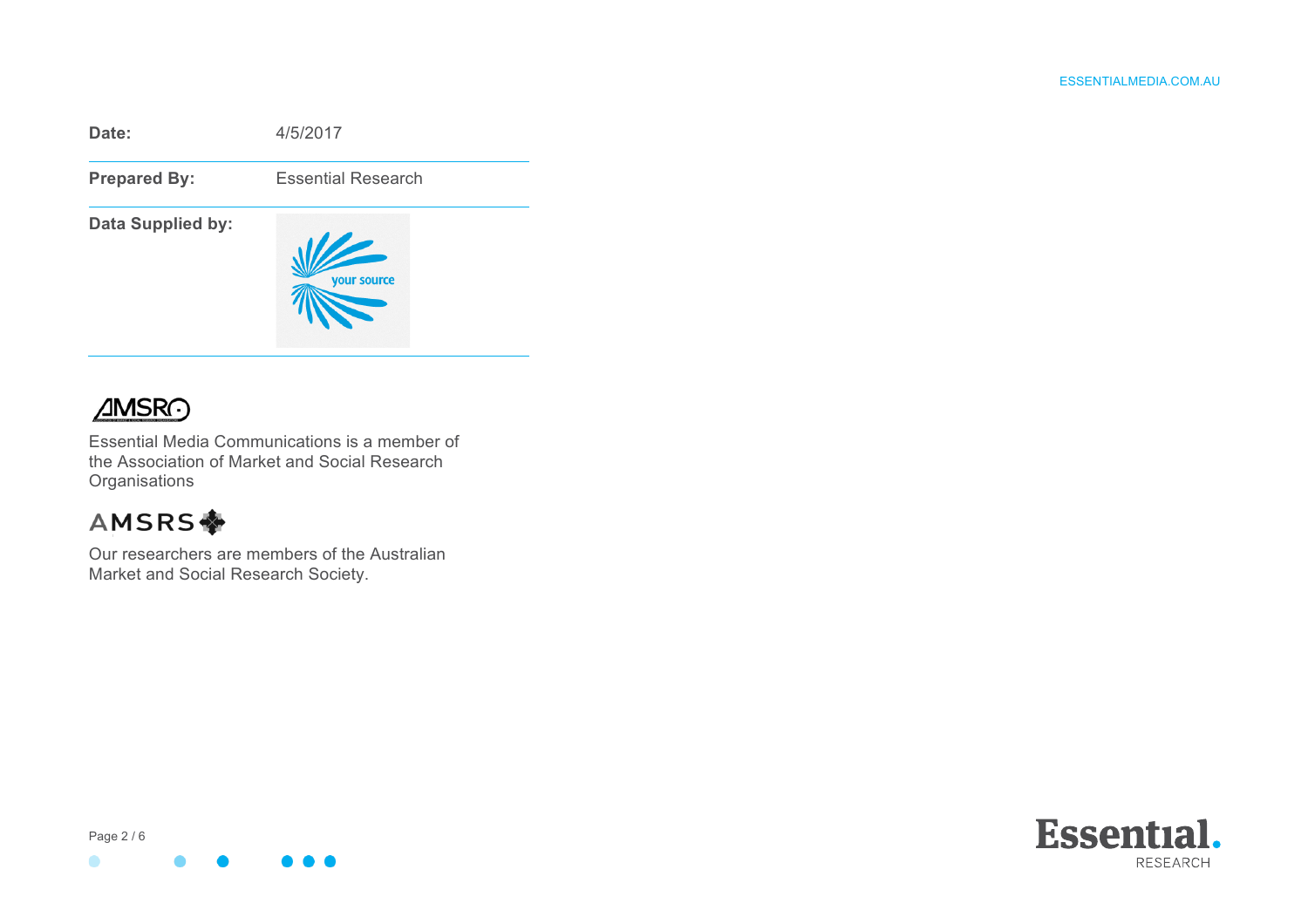| | |
|---|---|
| **Date:** | 4/5/2017 |
| **Prepared By:** | Essential Research |
| **Data Supplied by:** | your source |

AMSRO

Essential Media Communications is a member of the Association of Market and Social Research Organisations

AMSRS

Our researchers are members of the Australian Market and Social Research Society.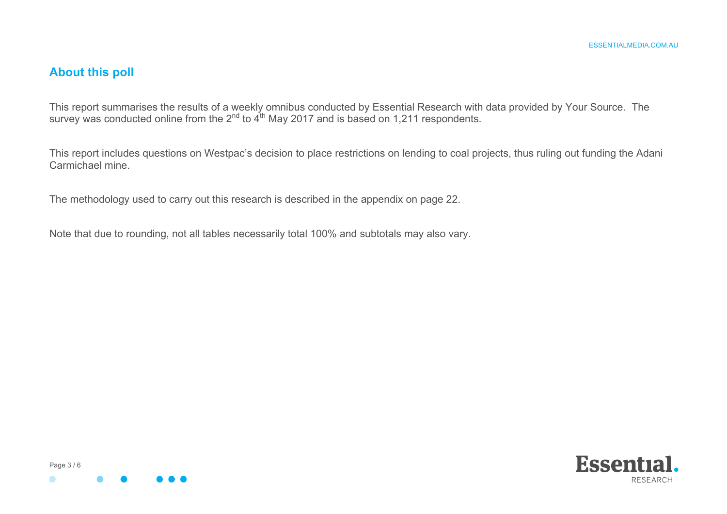## About this poll

This report summarises the results of a weekly omnibus conducted by Essential Research with data provided by Your Source. The survey was conducted online from the 2nd to 4th May 2017 and is based on 1,211 respondents.

This report includes questions on Westpac's decision to place restrictions on lending to coal projects, thus ruling out funding the Adani Carmichael mine.

The methodology used to carry out this research is described in the appendix on page 22.

Note that due to rounding, not all tables necessarily total 100% and subtotals may also vary.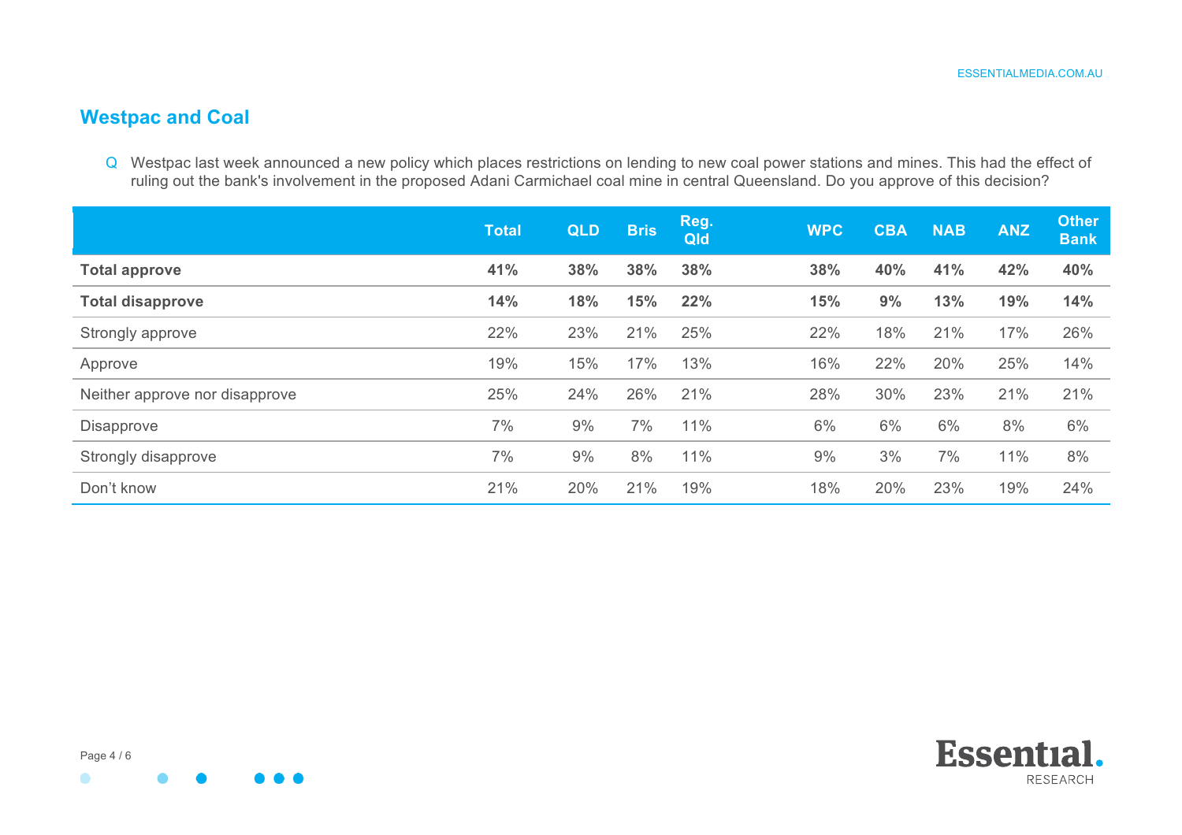## Westpac and Coal

Q Westpac last week announced a new policy which places restrictions on lending to new coal power stations and mines. This had the effect of ruling out the bank's involvement in the proposed Adani Carmichael coal mine in central Queensland. Do you approve of this decision?

| | Total | QLD | Bris | Reg. Qld | WPC | CBA | NAB | ANZ | Other Bank |
|---|---|---|---|---|---|---|---|---|---|
| **Total approve** | **41%** | **38%** | **38%** | **38%** | **38%** | **40%** | **41%** | **42%** | **40%** |
| **Total disapprove** | **14%** | **18%** | **15%** | **22%** | **15%** | **9%** | **13%** | **19%** | **14%** |
| Strongly approve | 22% | 23% | 21% | 25% | 22% | 18% | 21% | 17% | 26% |
| Approve | 19% | 15% | 17% | 13% | 16% | 22% | 20% | 25% | 14% |
| Neither approve nor disapprove | 25% | 24% | 26% | 21% | 28% | 30% | 23% | 21% | 21% |
| Disapprove | 7% | 9% | 7% | 11% | 6% | 6% | 6% | 8% | 6% |
| Strongly disapprove | 7% | 9% | 8% | 11% | 9% | 3% | 7% | 11% | 8% |
| Don’t know | 21% | 20% | 21% | 19% | 18% | 20% | 23% | 19% | 24% |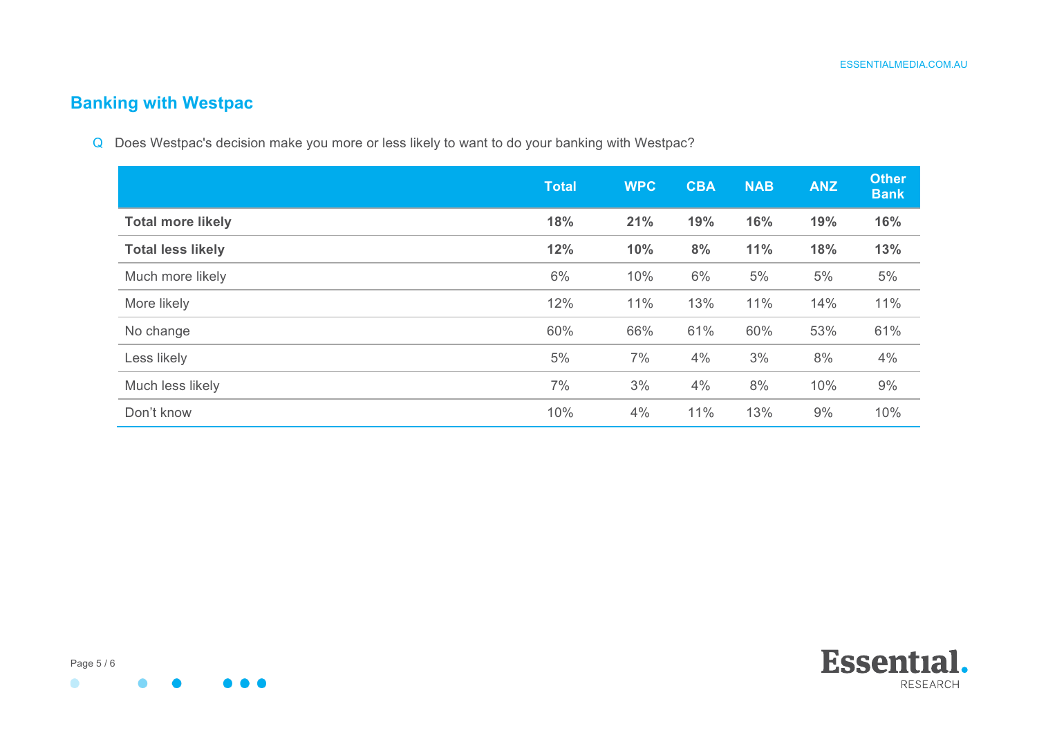## Banking with Westpac

Q Does Westpac's decision make you more or less likely to want to do your banking with Westpac?

| | Total | WPC | CBA | NAB | ANZ | Other Bank |
|---|---|---|---|---|---|---|
| **Total more likely** | **18%** | **21%** | **19%** | **16%** | **19%** | **16%** |
| **Total less likely** | **12%** | **10%** | **8%** | **11%** | **18%** | **13%** |
| Much more likely | 6% | 10% | 6% | 5% | 5% | 5% |
| More likely | 12% | 11% | 13% | 11% | 14% | 11% |
| No change | 60% | 66% | 61% | 60% | 53% | 61% |
| Less likely | 5% | 7% | 4% | 3% | 8% | 4% |
| Much less likely | 7% | 3% | 4% | 8% | 10% | 9% |
| Don't know | 10% | 4% | 11% | 13% | 9% | 10% |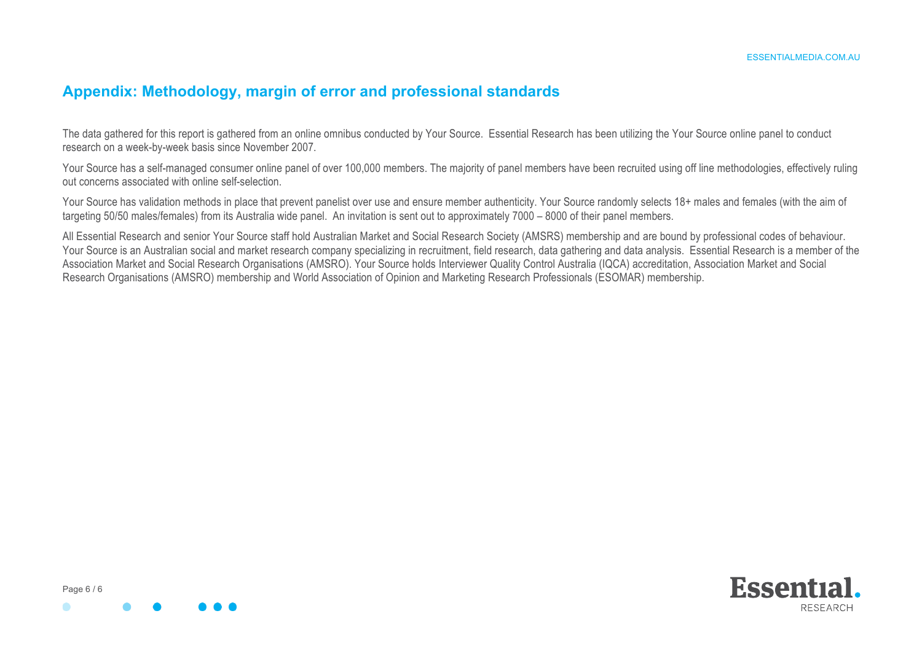## Appendix: Methodology, margin of error and professional standards

The data gathered for this report is gathered from an online omnibus conducted by Your Source. Essential Research has been utilizing the Your Source online panel to conduct research on a week-by-week basis since November 2007.

Your Source has a self-managed consumer online panel of over 100,000 members. The majority of panel members have been recruited using off line methodologies, effectively ruling out concerns associated with online self-selection.

Your Source has validation methods in place that prevent panelist over use and ensure member authenticity. Your Source randomly selects 18+ males and females (with the aim of targeting 50/50 males/females) from its Australia wide panel. An invitation is sent out to approximately 7000 – 8000 of their panel members.

All Essential Research and senior Your Source staff hold Australian Market and Social Research Society (AMSRS) membership and are bound by professional codes of behaviour. Your Source is an Australian social and market research company specializing in recruitment, field research, data gathering and data analysis. Essential Research is a member of the Association Market and Social Research Organisations (AMSRO). Your Source holds Interviewer Quality Control Australia (IQCA) accreditation, Association Market and Social Research Organisations (AMSRO) membership and World Association of Opinion and Marketing Research Professionals (ESOMAR) membership.